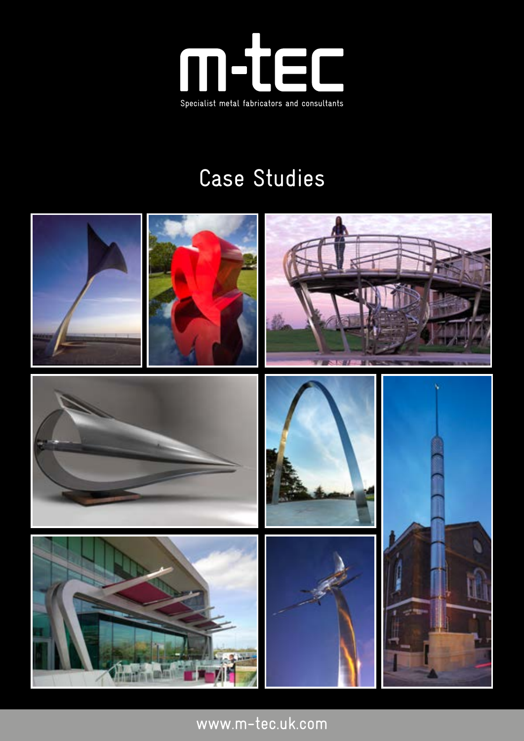# m-tec

Specialist metal fabricators and consultants

## Case Studies

www.m-tec.uk.com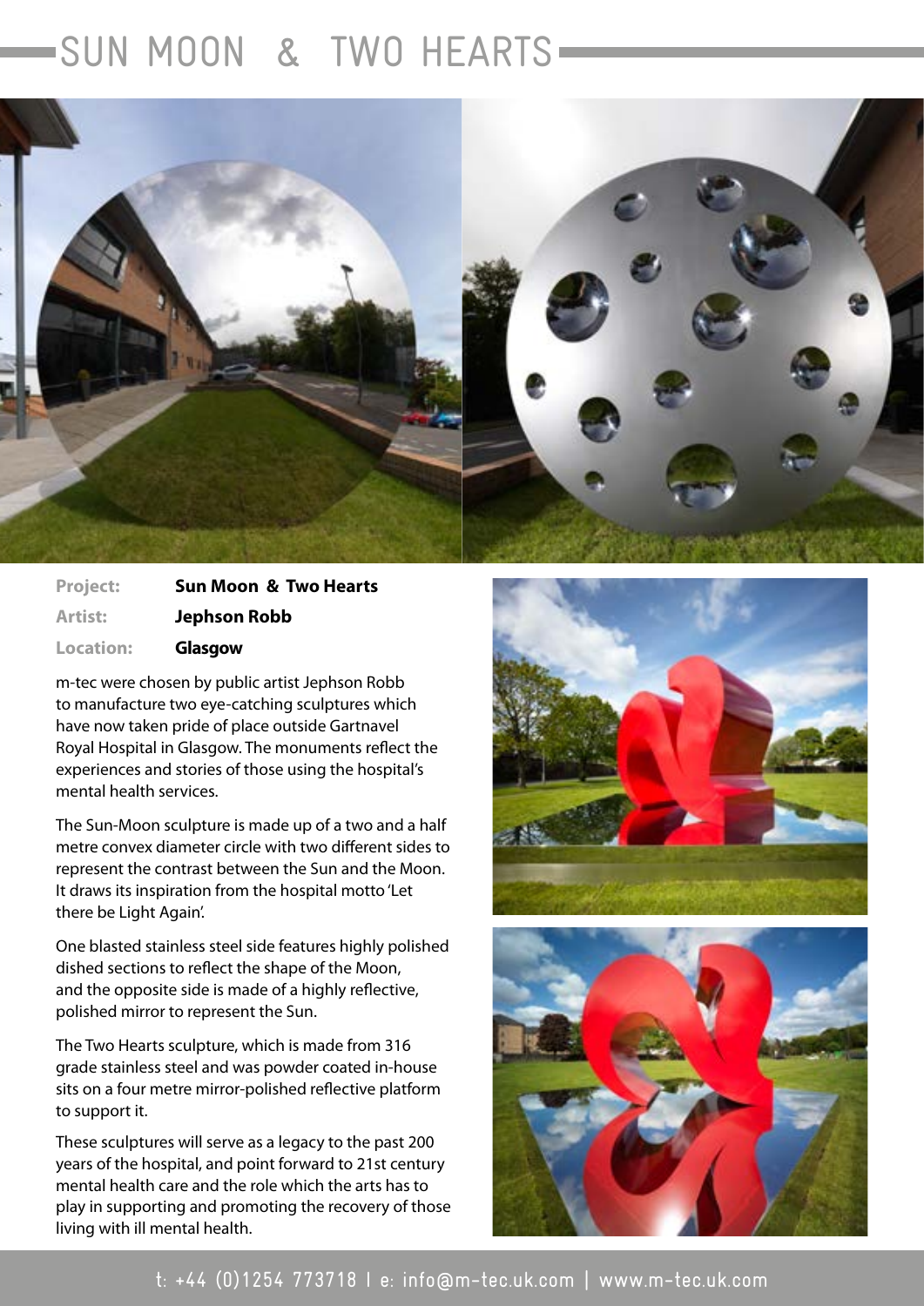# SUN MOON & TWO HEARTS

| | |
|---|---|
| **Project:** | **Sun Moon & Two Hearts** |
| **Artist:** | **Jephson Robb** |
| **Location:** | **Glasgow** |

m-tec were chosen by public artist Jephson Robb to manufacture two eye-catching sculptures which have now taken pride of place outside Gartnavel Royal Hospital in Glasgow. The monuments reflect the experiences and stories of those using the hospital's mental health services.

The Sun-Moon sculpture is made up of a two and a half metre convex diameter circle with two different sides to represent the contrast between the Sun and the Moon. It draws its inspiration from the hospital motto 'Let there be Light Again'.

One blasted stainless steel side features highly polished dished sections to reflect the shape of the Moon, and the opposite side is made of a highly reflective, polished mirror to represent the Sun.

The Two Hearts sculpture, which is made from 316 grade stainless steel and was powder coated in-house sits on a four metre mirror-polished reflective platform to support it.

These sculptures will serve as a legacy to the past 200 years of the hospital, and point forward to 21st century mental health care and the role which the arts has to play in supporting and promoting the recovery of those living with ill mental health.

t: +44 (0)1254 773718 I e: info@m-tec.uk.com | www.m-tec.uk.com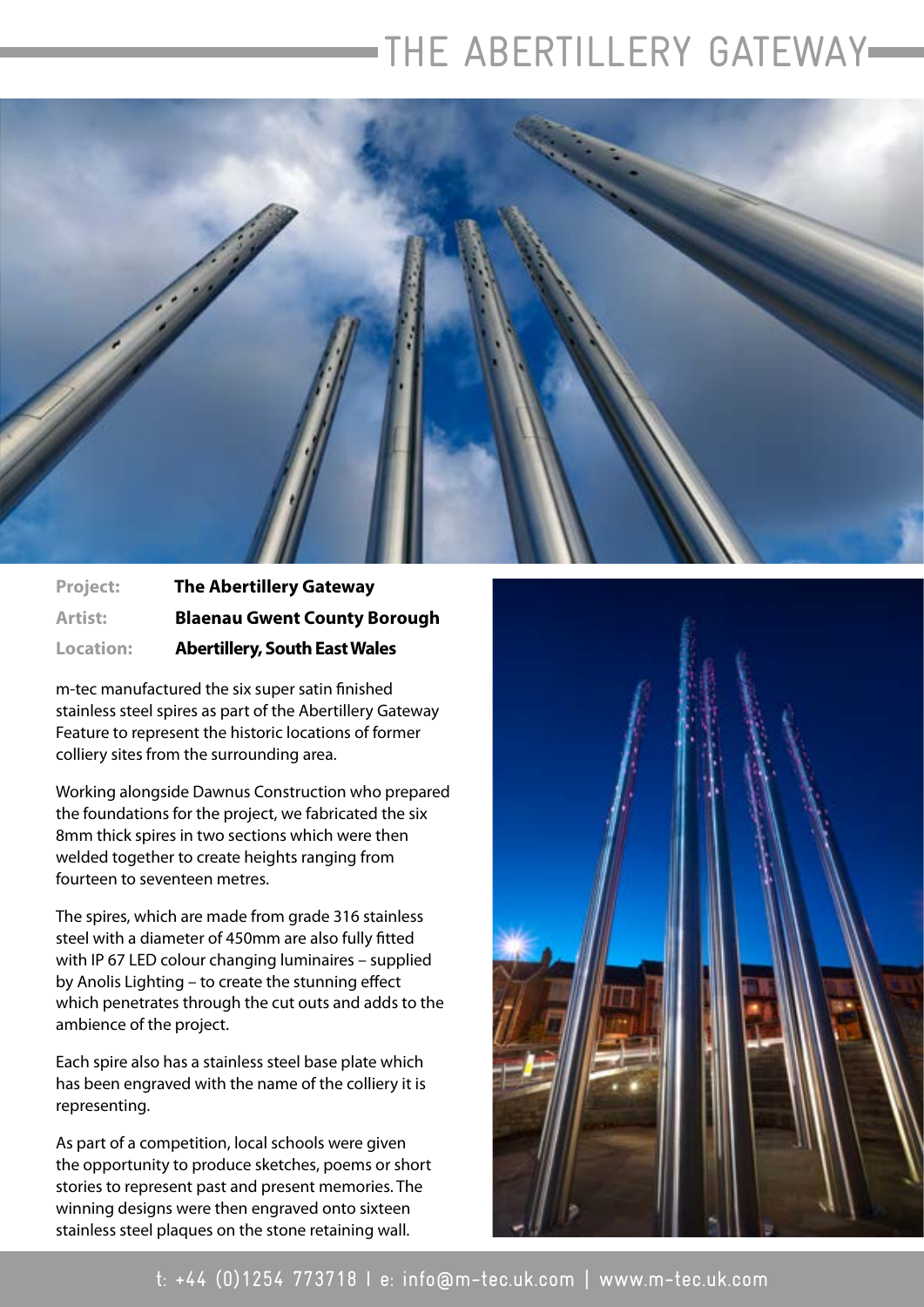# THE ABERTILLERY GATEWAY

**Project:** **The Abertillery Gateway**

**Artist:** **Blaenau Gwent County Borough**

**Location:** **Abertillery, South East Wales**

m-tec manufactured the six super satin finished stainless steel spires as part of the Abertillery Gateway Feature to represent the historic locations of former colliery sites from the surrounding area.

Working alongside Dawnus Construction who prepared the foundations for the project, we fabricated the six 8mm thick spires in two sections which were then welded together to create heights ranging from fourteen to seventeen metres.

The spires, which are made from grade 316 stainless steel with a diameter of 450mm are also fully fitted with IP 67 LED colour changing luminaires – supplied by Anolis Lighting – to create the stunning effect which penetrates through the cut outs and adds to the ambience of the project.

Each spire also has a stainless steel base plate which has been engraved with the name of the colliery it is representing.

As part of a competition, local schools were given the opportunity to produce sketches, poems or short stories to represent past and present memories. The winning designs were then engraved onto sixteen stainless steel plaques on the stone retaining wall.

t: +44 (0)1254 773718 | e: info@m-tec.uk.com | www.m-tec.uk.com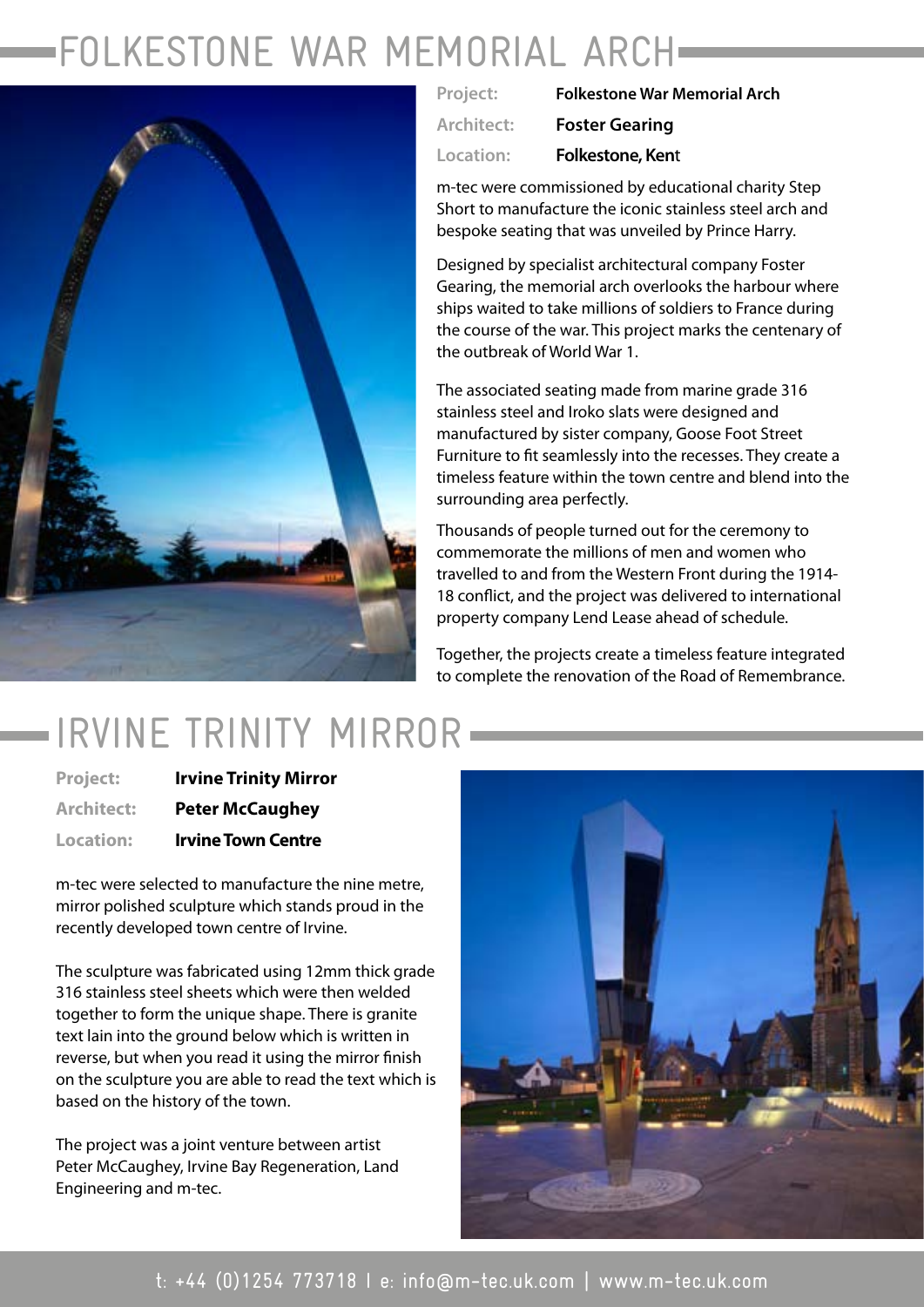# FOLKESTONE WAR MEMORIAL ARCH

**Project:** Folkestone War Memorial Arch

**Architect:** Foster Gearing

**Location:** Folkestone, Kent

m-tec were commissioned by educational charity Step Short to manufacture the iconic stainless steel arch and bespoke seating that was unveiled by Prince Harry.

Designed by specialist architectural company Foster Gearing, the memorial arch overlooks the harbour where ships waited to take millions of soldiers to France during the course of the war. This project marks the centenary of the outbreak of World War 1.

The associated seating made from marine grade 316 stainless steel and Iroko slats were designed and manufactured by sister company, Goose Foot Street Furniture to fit seamlessly into the recesses. They create a timeless feature within the town centre and blend into the surrounding area perfectly.

Thousands of people turned out for the ceremony to commemorate the millions of men and women who travelled to and from the Western Front during the 1914-18 conflict, and the project was delivered to international property company Lend Lease ahead of schedule.

Together, the projects create a timeless feature integrated to complete the renovation of the Road of Remembrance.

# IRVINE TRINITY MIRROR

**Project:** Irvine Trinity Mirror

**Architect:** Peter McCaughey

**Location:** Irvine Town Centre

m-tec were selected to manufacture the nine metre, mirror polished sculpture which stands proud in the recently developed town centre of Irvine.

The sculpture was fabricated using 12mm thick grade 316 stainless steel sheets which were then welded together to form the unique shape. There is granite text lain into the ground below which is written in reverse, but when you read it using the mirror finish on the sculpture you are able to read the text which is based on the history of the town.

The project was a joint venture between artist Peter McCaughey, Irvine Bay Regeneration, Land Engineering and m-tec.

t: +44 (0)1254 773718 | e: info@m-tec.uk.com | www.m-tec.uk.com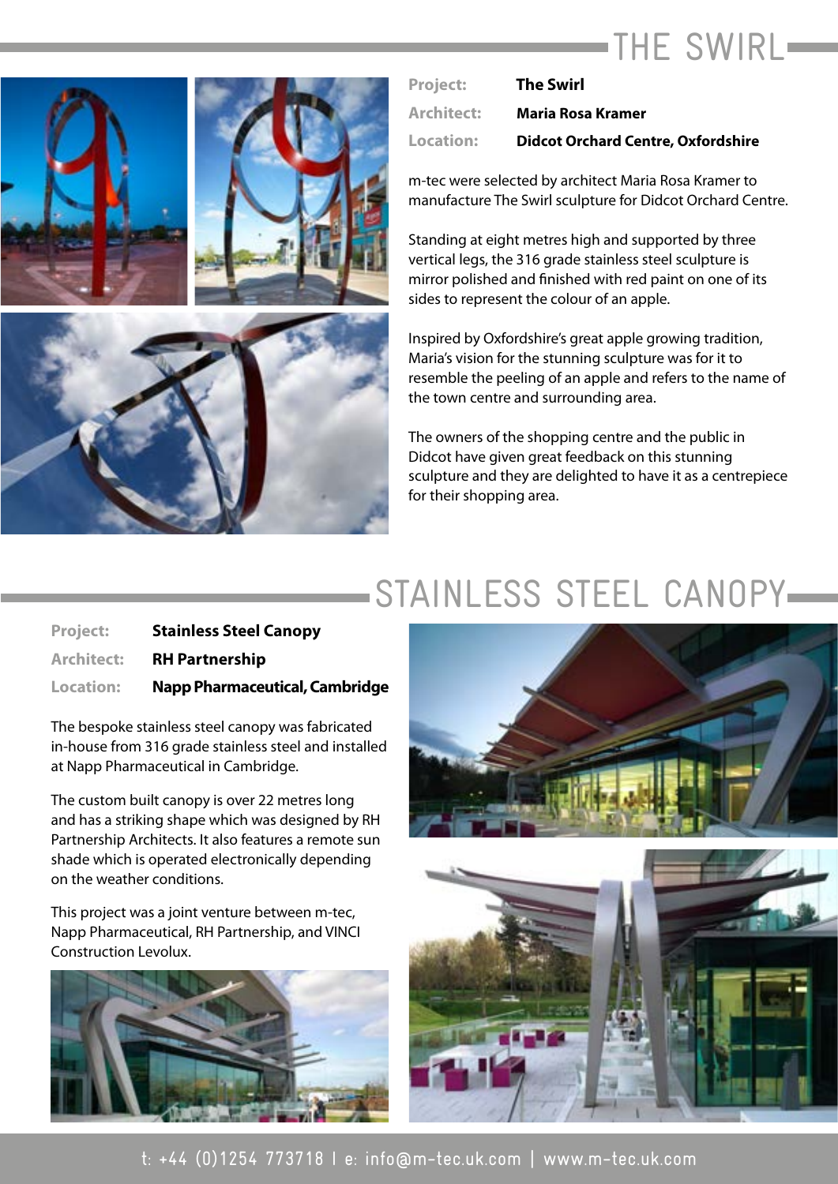# THE SWIRL

**Project:** **The Swirl**
**Architect:** **Maria Rosa Kramer**
**Location:** **Didcot Orchard Centre, Oxfordshire**

m-tec were selected by architect Maria Rosa Kramer to manufacture The Swirl sculpture for Didcot Orchard Centre.

Standing at eight metres high and supported by three vertical legs, the 316 grade stainless steel sculpture is mirror polished and finished with red paint on one of its sides to represent the colour of an apple.

Inspired by Oxfordshire's great apple growing tradition, Maria's vision for the stunning sculpture was for it to resemble the peeling of an apple and refers to the name of the town centre and surrounding area.

The owners of the shopping centre and the public in Didcot have given great feedback on this stunning sculpture and they are delighted to have it as a centrepiece for their shopping area.

# STAINLESS STEEL CANOPY

**Project:** **Stainless Steel Canopy**
**Architect:** **RH Partnership**
**Location:** **Napp Pharmaceutical, Cambridge**

The bespoke stainless steel canopy was fabricated in-house from 316 grade stainless steel and installed at Napp Pharmaceutical in Cambridge.

The custom built canopy is over 22 metres long and has a striking shape which was designed by RH Partnership Architects. It also features a remote sun shade which is operated electronically depending on the weather conditions.

This project was a joint venture between m-tec, Napp Pharmaceutical, RH Partnership, and VINCI Construction Levolux.

t: +44 (0)1254 773718 | e: info@m-tec.uk.com | www.m-tec.uk.com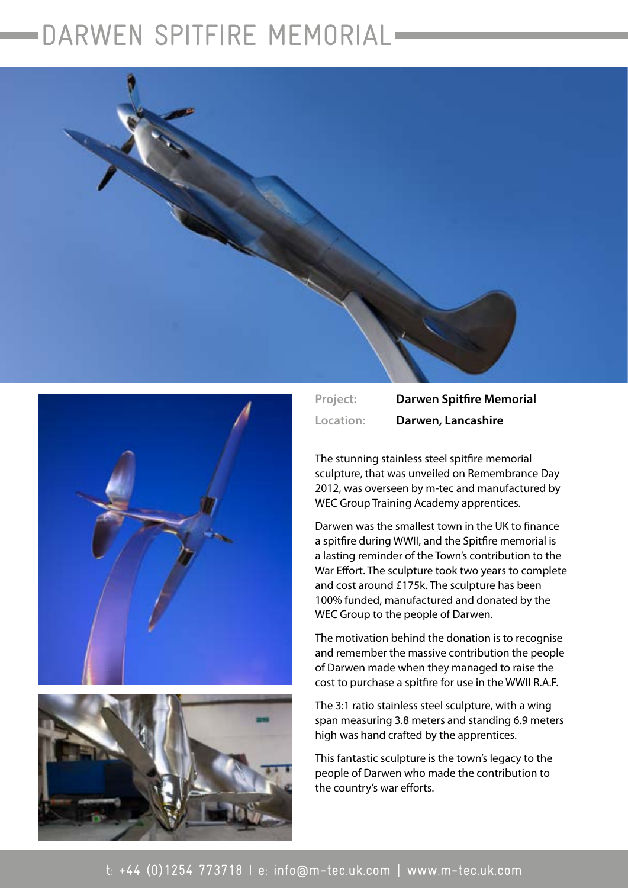# DARWEN SPITFIRE MEMORIAL

| Project: | Darwen Spitfire Memorial |
| --- | --- |
| Location: | Darwen, Lancashire |

The stunning stainless steel spitfire memorial sculpture, that was unveiled on Remembrance Day 2012, was overseen by m-tec and manufactured by WEC Group Training Academy apprentices.

Darwen was the smallest town in the UK to finance a spitfire during WWII, and the Spitfire memorial is a lasting reminder of the Town's contribution to the War Effort. The sculpture took two years to complete and cost around £175k. The sculpture has been 100% funded, manufactured and donated by the WEC Group to the people of Darwen.

The motivation behind the donation is to recognise and remember the massive contribution the people of Darwen made when they managed to raise the cost to purchase a spitfire for use in the WWII R.A.F.

The 3:1 ratio stainless steel sculpture, with a wing span measuring 3.8 meters and standing 6.9 meters high was hand crafted by the apprentices.

This fantastic sculpture is the town's legacy to the people of Darwen who made the contribution to the country's war efforts.

t: +44 (0)1254 773718 | e: info@m-tec.uk.com | www.m-tec.uk.com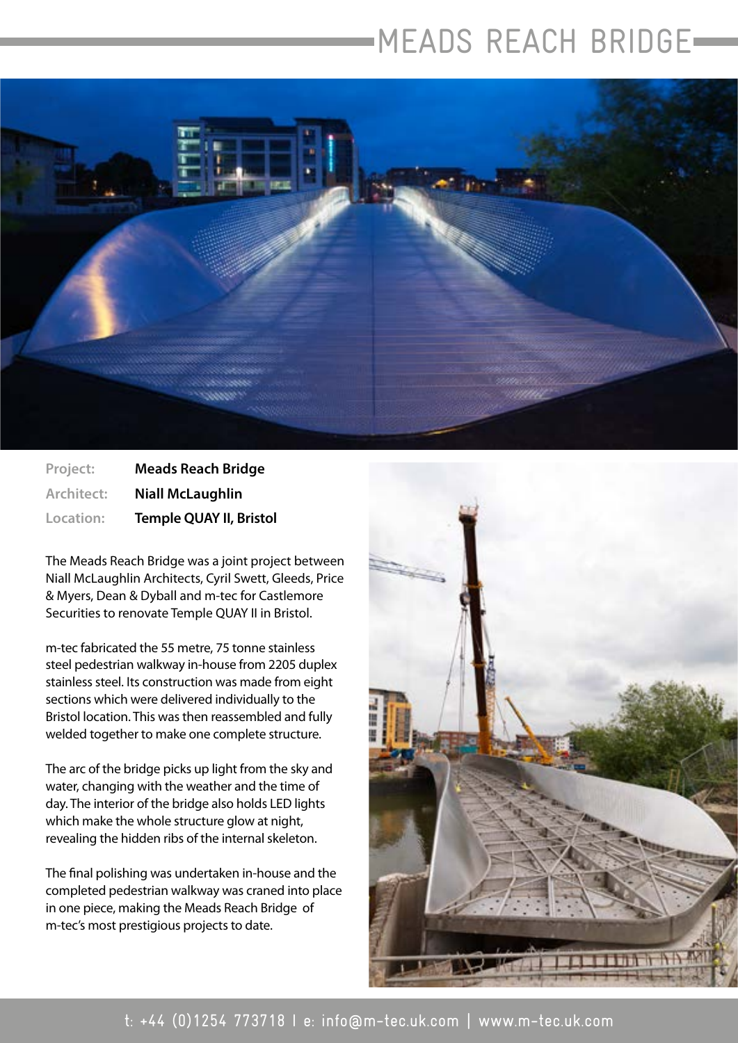# MEADS REACH BRIDGE

**Project:** **Meads Reach Bridge**
**Architect:** **Niall McLaughlin**
**Location:** **Temple QUAY II, Bristol**

The Meads Reach Bridge was a joint project between Niall McLaughlin Architects, Cyril Swett, Gleeds, Price & Myers, Dean & Dyball and m-tec for Castlemore Securities to renovate Temple QUAY II in Bristol.

m-tec fabricated the 55 metre, 75 tonne stainless steel pedestrian walkway in-house from 2205 duplex stainless steel. Its construction was made from eight sections which were delivered individually to the Bristol location. This was then reassembled and fully welded together to make one complete structure.

The arc of the bridge picks up light from the sky and water, changing with the weather and the time of day. The interior of the bridge also holds LED lights which make the whole structure glow at night, revealing the hidden ribs of the internal skeleton.

The final polishing was undertaken in-house and the completed pedestrian walkway was craned into place in one piece, making the Meads Reach Bridge of m-tec's most prestigious projects to date.

t: +44 (0)1254 773718 | e: info@m-tec.uk.com | www.m-tec.uk.com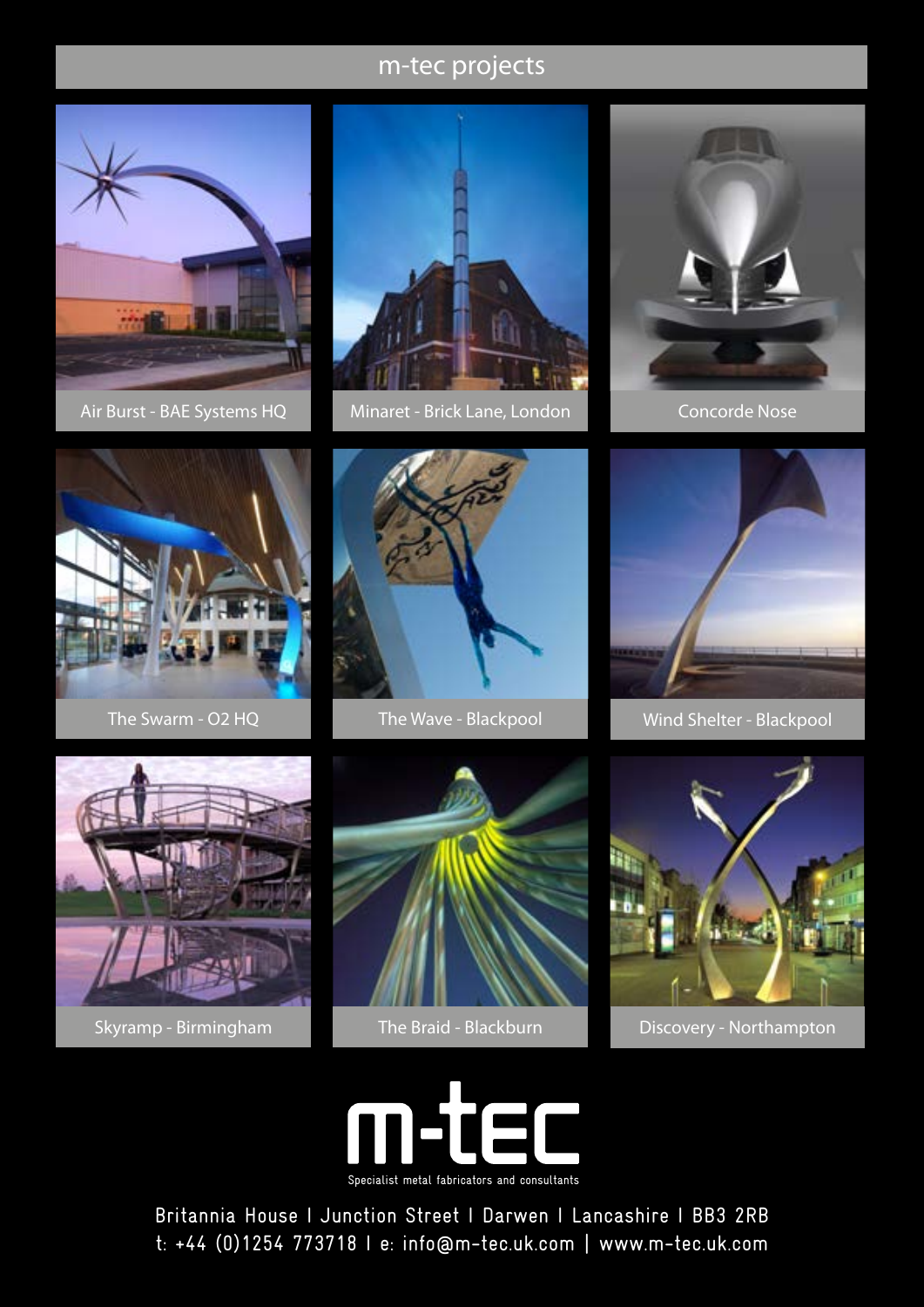# m-tec projects

Air Burst - BAE Systems HQ

Minaret - Brick Lane, London

Concorde Nose

The Swarm - O2 HQ

The Wave - Blackpool

Wind Shelter - Blackpool

Skyramp - Birmingham

The Braid - Blackburn

Discovery - Northampton

m-tec

Specialist metal fabricators and consultants

Britannia House | Junction Street | Darwen | Lancashire | BB3 2RB

t: +44 (0)1254 773718 | e: info@m-tec.uk.com | www.m-tec.uk.com